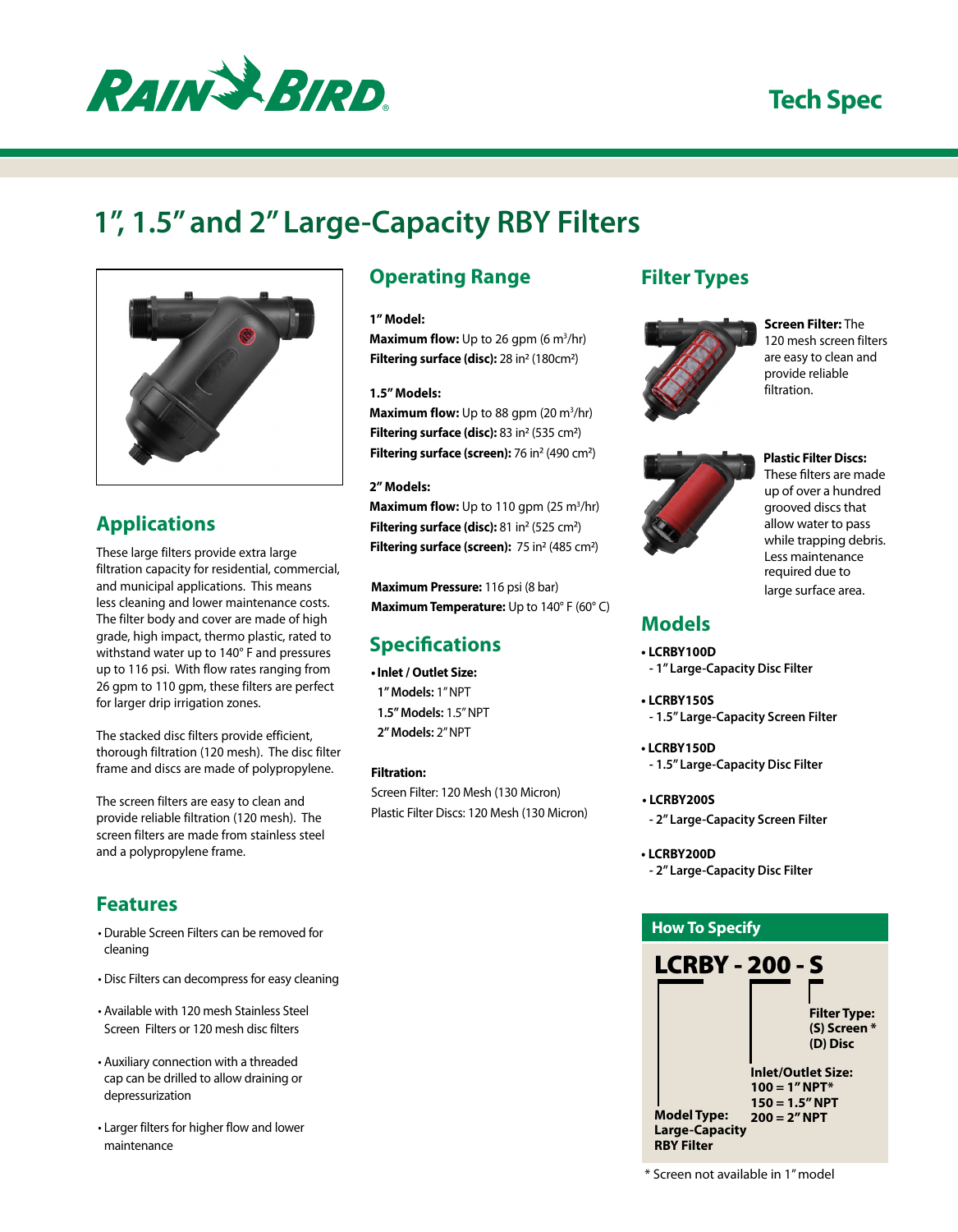RAIN BIRD

Tech Spec

# 1", 1.5" and 2" Large-Capacity RBY Filters

## Applications

These large filters provide extra large filtration capacity for residential, commercial, and municipal applications. This means less cleaning and lower maintenance costs. The filter body and cover are made of high grade, high impact, thermo plastic, rated to withstand water up to 140° F and pressures up to 116 psi. With flow rates ranging from 26 gpm to 110 gpm, these filters are perfect for larger drip irrigation zones.

The stacked disc filters provide efficient, thorough filtration (120 mesh). The disc filter frame and discs are made of polypropylene.

The screen filters are easy to clean and provide reliable filtration (120 mesh). The screen filters are made from stainless steel and a polypropylene frame.

## Features

- Durable Screen Filters can be removed for cleaning
- Disc Filters can decompress for easy cleaning
- Available with 120 mesh Stainless Steel Screen Filters or 120 mesh disc filters
- Auxiliary connection with a threaded cap can be drilled to allow draining or depressurization
- Larger filters for higher flow and lower maintenance

## Operating Range

**1" Model:**
**Maximum flow:** Up to 26 gpm (6 $m^3$/hr)
**Filtering surface (disc):** 28 in² (180cm²)

**1.5" Models:**
**Maximum flow:** Up to 88 gpm (20 $m^3$/hr)
**Filtering surface (disc):** 83 in² (535 cm²)
**Filtering surface (screen):** 76 in² (490 cm²)

**2" Models:**
**Maximum flow:** Up to 110 gpm (25 $m^3$/hr)
**Filtering surface (disc):** 81 in² (525 cm²)
**Filtering surface (screen):** 75 in² (485 cm²)

**Maximum Pressure:** 116 psi (8 bar)
**Maximum Temperature:** Up to 140° F (60° C)

## Specifications

- **Inlet / Outlet Size:**
  - **1" Models:** 1" NPT
  - **1.5" Models:** 1.5" NPT
  - **2" Models:** 2" NPT

**Filtration:**
Screen Filter: 120 Mesh (130 Micron)
Plastic Filter Discs: 120 Mesh (130 Micron)

## Filter Types

**Screen Filter:** The 120 mesh screen filters are easy to clean and provide reliable filtration.

**Plastic Filter Discs:** These filters are made up of over a hundred grooved discs that allow water to pass while trapping debris. Less maintenance required due to large surface area.

## Models

- **LCRBY100D**
  - **1" Large-Capacity Disc Filter**
- **LCRBY150S**
  - **1.5" Large-Capacity Screen Filter**
- **LCRBY150D**
  - **1.5" Large-Capacity Disc Filter**
- **LCRBY200S**
  - **2" Large-Capacity Screen Filter**
- **LCRBY200D**
  - **2" Large-Capacity Disc Filter**

## How To Specify

**LCRBY - 200 - S**

**Filter Type:**
**(S) Screen ***
**(D) Disc**

**Inlet/Outlet Size:**
**100 = 1" NPT***
**150 = 1.5" NPT**
**200 = 2" NPT**

**Model Type:**
**Large-Capacity RBY Filter**

* Screen not available in 1" model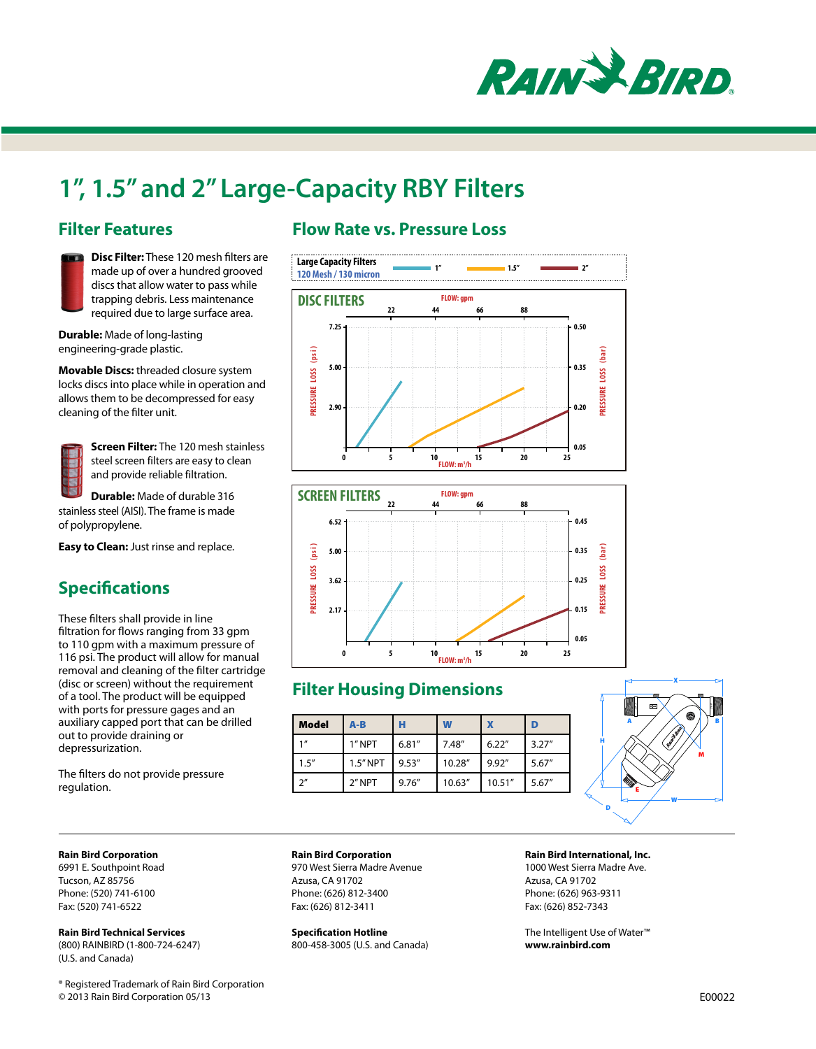# 1", 1.5" and 2" Large-Capacity RBY Filters

## Filter Features

**Disc Filter:** These 120 mesh filters are made up of over a hundred grooved discs that allow water to pass while trapping debris. Less maintenance required due to large surface area.

**Durable:** Made of long-lasting engineering-grade plastic.

**Movable Discs:** threaded closure system locks discs into place while in operation and allows them to be decompressed for easy cleaning of the filter unit.

**Screen Filter:** The 120 mesh stainless steel screen filters are easy to clean and provide reliable filtration.

**Durable:** Made of durable 316 stainless steel (AISI). The frame is made of polypropylene.

**Easy to Clean:** Just rinse and replace.

## Specifications

These filters shall provide in line filtration for flows ranging from 33 gpm to 110 gpm with a maximum pressure of 116 psi. The product will allow for manual removal and cleaning of the filter cartridge (disc or screen) without the requirement of a tool. The product will be equipped with ports for pressure gages and an auxiliary capped port that can be drilled out to provide draining or depressurization.

The filters do not provide pressure regulation.

## Flow Rate vs. Pressure Loss

Large Capacity Filters
120 Mesh / 130 micron
1"  1.5"  2"

DISC FILTERS
FLOW: gpm
22 44 66 88
PRESSURE LOSS (psi)
7.25
5.00
2.90
PRESSURE LOSS (bar)
0.50
0.35
0.20
0.05
0 5 10 15 20 25
FLOW: m³/h

SCREEN FILTERS
FLOW: gpm
22 44 66 88
PRESSURE LOSS (psi)
6.52
5.00
3.62
2.17
PRESSURE LOSS (bar)
0.45
0.35
0.25
0.15
0.05
0 5 10 15 20 25
FLOW: m³/h

## Filter Housing Dimensions

| Model | A-B | H | W | X | D |
|---|---|---|---|---|---|
| 1" | 1" NPT | 6.81" | 7.48" | 6.22" | 3.27" |
| 1.5" | 1.5" NPT | 9.53" | 10.28" | 9.92" | 5.67" |
| 2" | 2" NPT | 9.76" | 10.63" | 10.51" | 5.67" |

X
A
B
H
M
E
W
D

**Rain Bird Corporation**
6991 E. Southpoint Road
Tucson, AZ 85756
Phone: (520) 741-6100
Fax: (520) 741-6522

**Rain Bird Technical Services**
(800) RAINBIRD (1-800-724-6247)
(U.S. and Canada)

**Rain Bird Corporation**
970 West Sierra Madre Avenue
Azusa, CA 91702
Phone: (626) 812-3400
Fax: (626) 812-3411

**Specification Hotline**
800-458-3005 (U.S. and Canada)

**Rain Bird International, Inc.**
1000 West Sierra Madre Ave.
Azusa, CA 91702
Phone: (626) 963-9311
Fax: (626) 852-7343

The Intelligent Use of Water™
**www.rainbird.com**

® Registered Trademark of Rain Bird Corporation
© 2013 Rain Bird Corporation 05/13

E00022